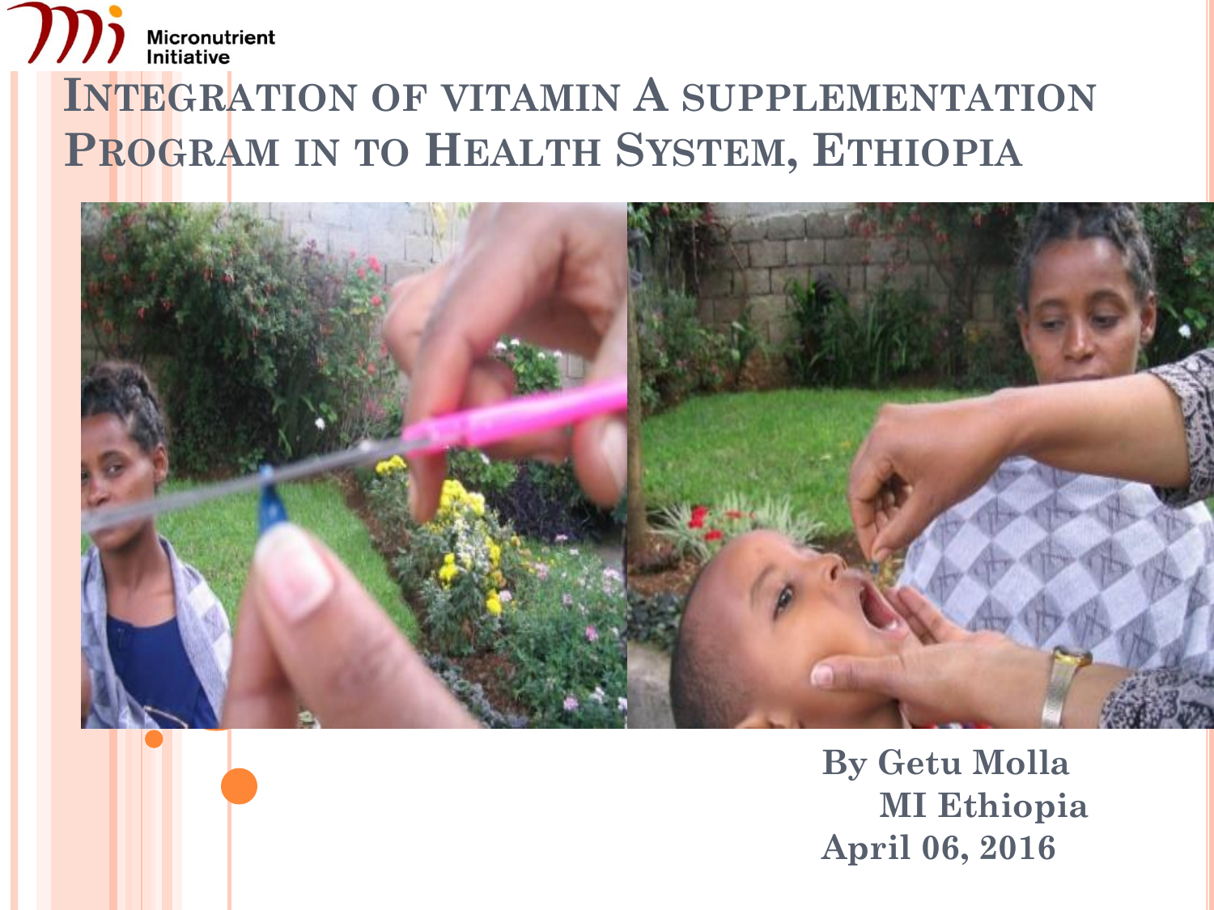Micronutrient Initiative

# Integration of vitamin A supplementation Program in to Health System, Ethiopia

By Getu Molla
MI Ethiopia
April 06, 2016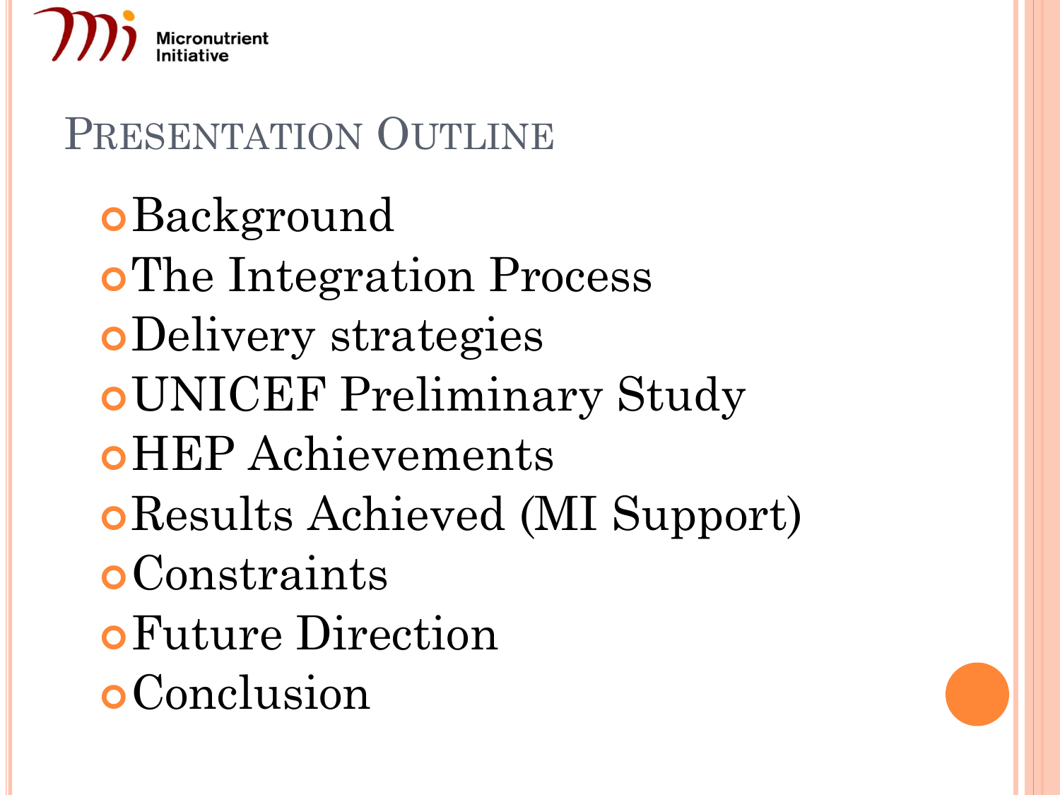# Presentation Outline

- Background
- The Integration Process
- Delivery strategies
- UNICEF Preliminary Study
- HEP Achievements
- Results Achieved (MI Support)
- Constraints
- Future Direction
- Conclusion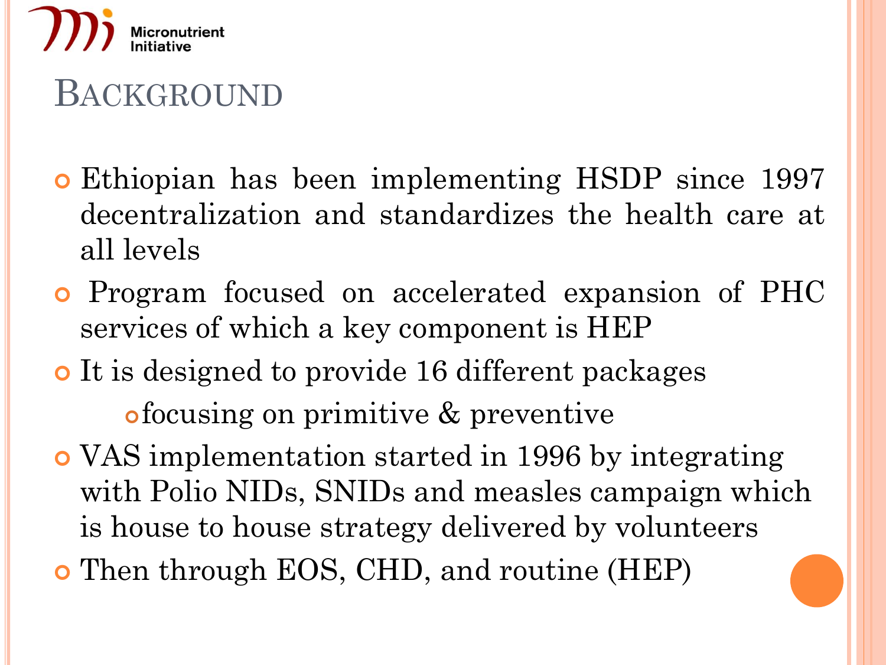# Background

- Ethiopian has been implementing HSDP since 1997 decentralization and standardizes the health care at all levels
- Program focused on accelerated expansion of PHC services of which a key component is HEP
- It is designed to provide 16 different packages
  - focusing on primitive & preventive
- VAS implementation started in 1996 by integrating with Polio NIDs, SNIDs and measles campaign which is house to house strategy delivered by volunteers
- Then through EOS, CHD, and routine (HEP)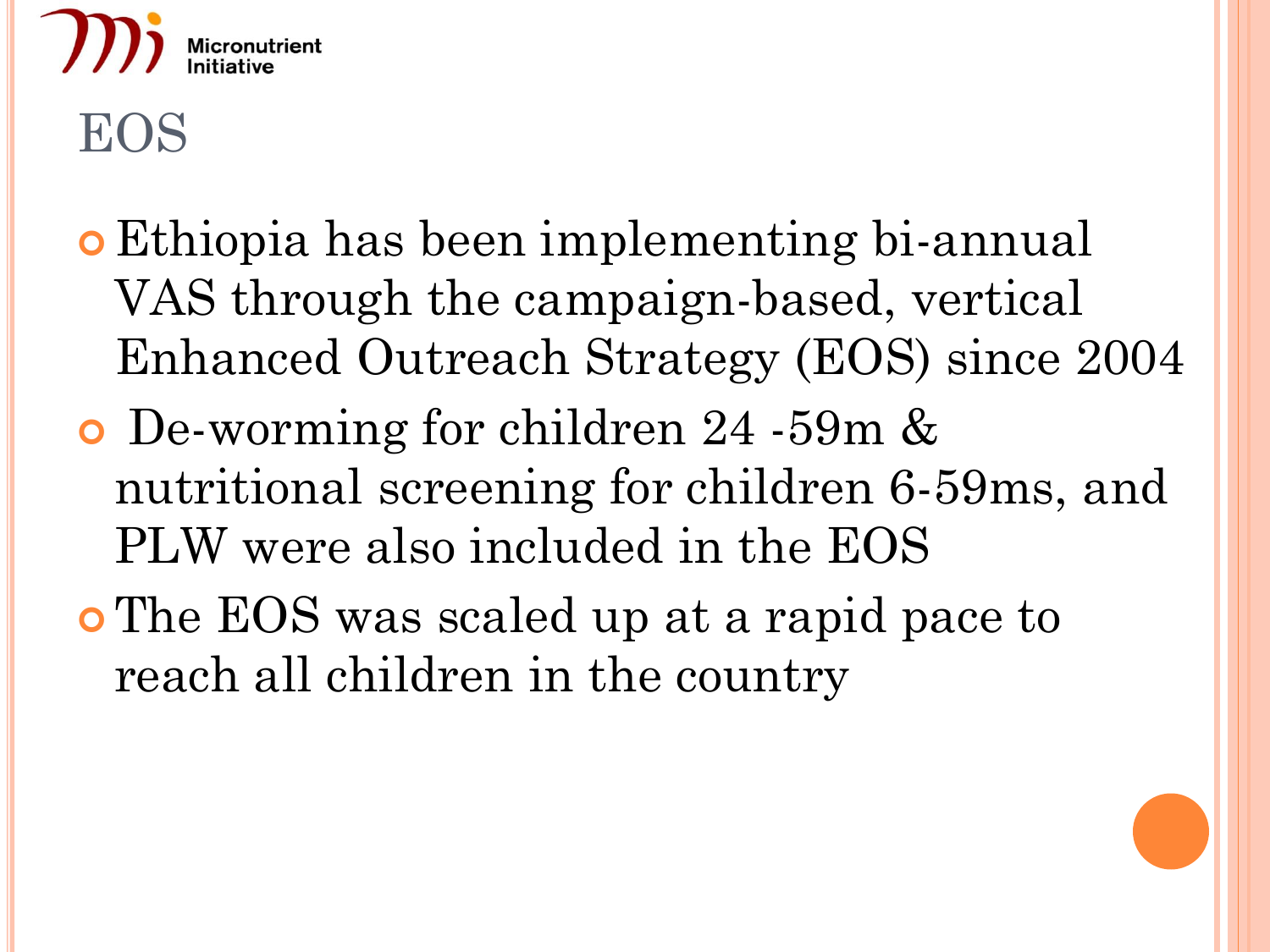# EOS

- Ethiopia has been implementing bi-annual VAS through the campaign-based, vertical Enhanced Outreach Strategy (EOS) since 2004
- De-worming for children 24 -59m & nutritional screening for children 6-59ms, and PLW were also included in the EOS
- The EOS was scaled up at a rapid pace to reach all children in the country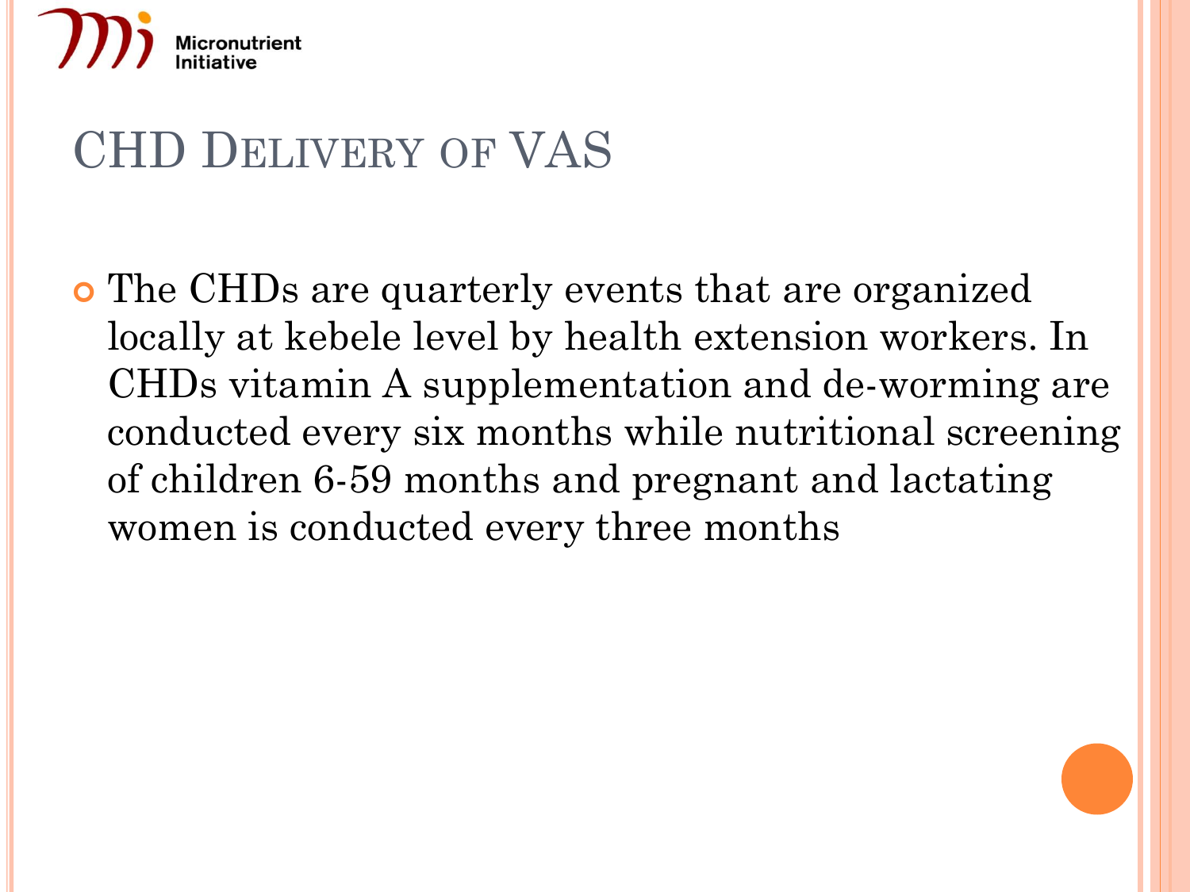# CHD Delivery of VAS

- The CHDs are quarterly events that are organized locally at kebele level by health extension workers. In CHDs vitamin A supplementation and de-worming are conducted every six months while nutritional screening of children 6-59 months and pregnant and lactating women is conducted every three months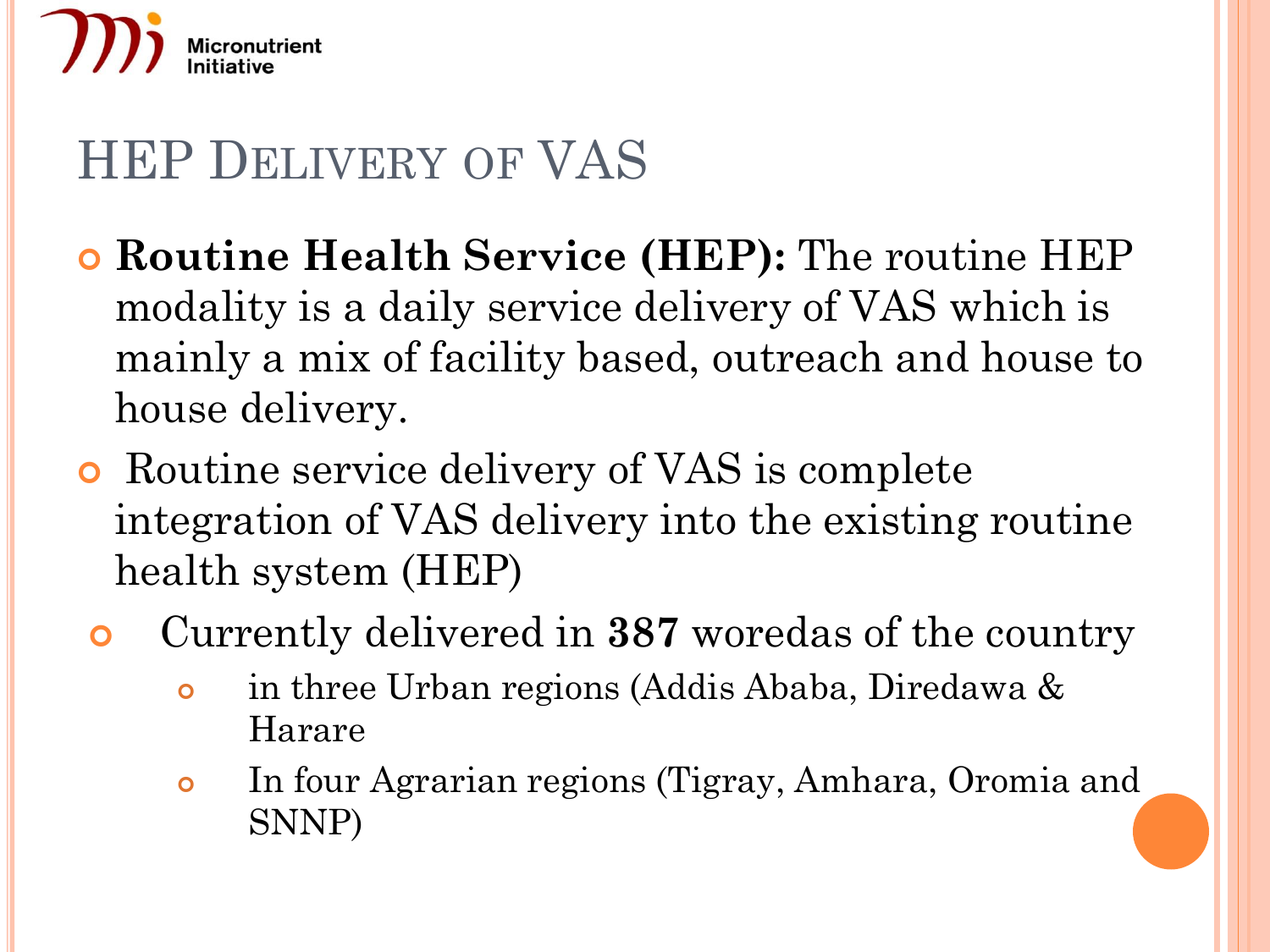Micronutrient Initiative

# HEP Delivery of VAS

- **Routine Health Service (HEP):** The routine HEP modality is a daily service delivery of VAS which is mainly a mix of facility based, outreach and house to house delivery.
- Routine service delivery of VAS is complete integration of VAS delivery into the existing routine health system (HEP)
- Currently delivered in **387** woredas of the country
  - in three Urban regions (Addis Ababa, Diredawa & Harare
  - In four Agrarian regions (Tigray, Amhara, Oromia and SNNP)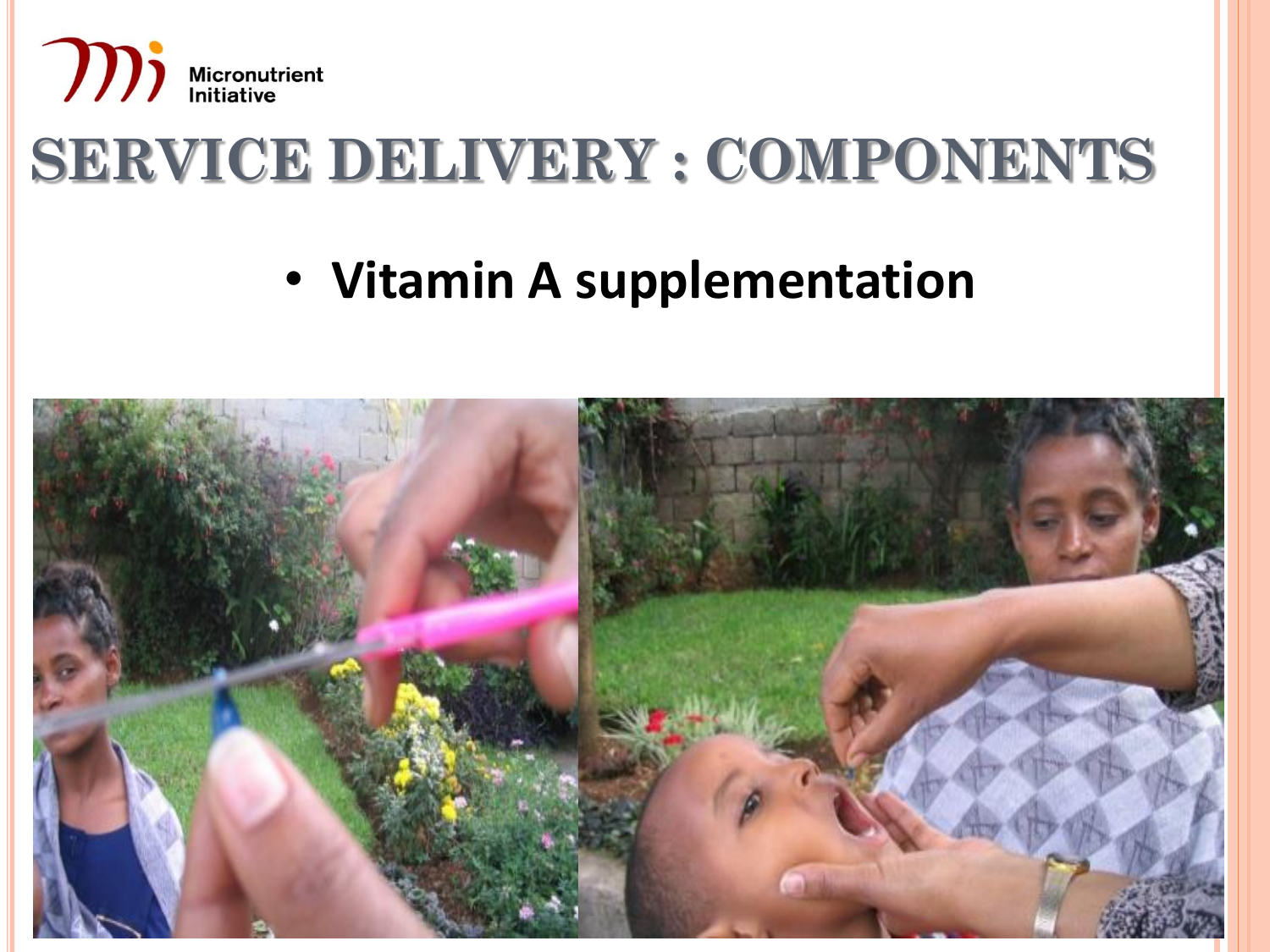Micronutrient Initiative

# SERVICE DELIVERY : COMPONENTS

- **Vitamin A supplementation**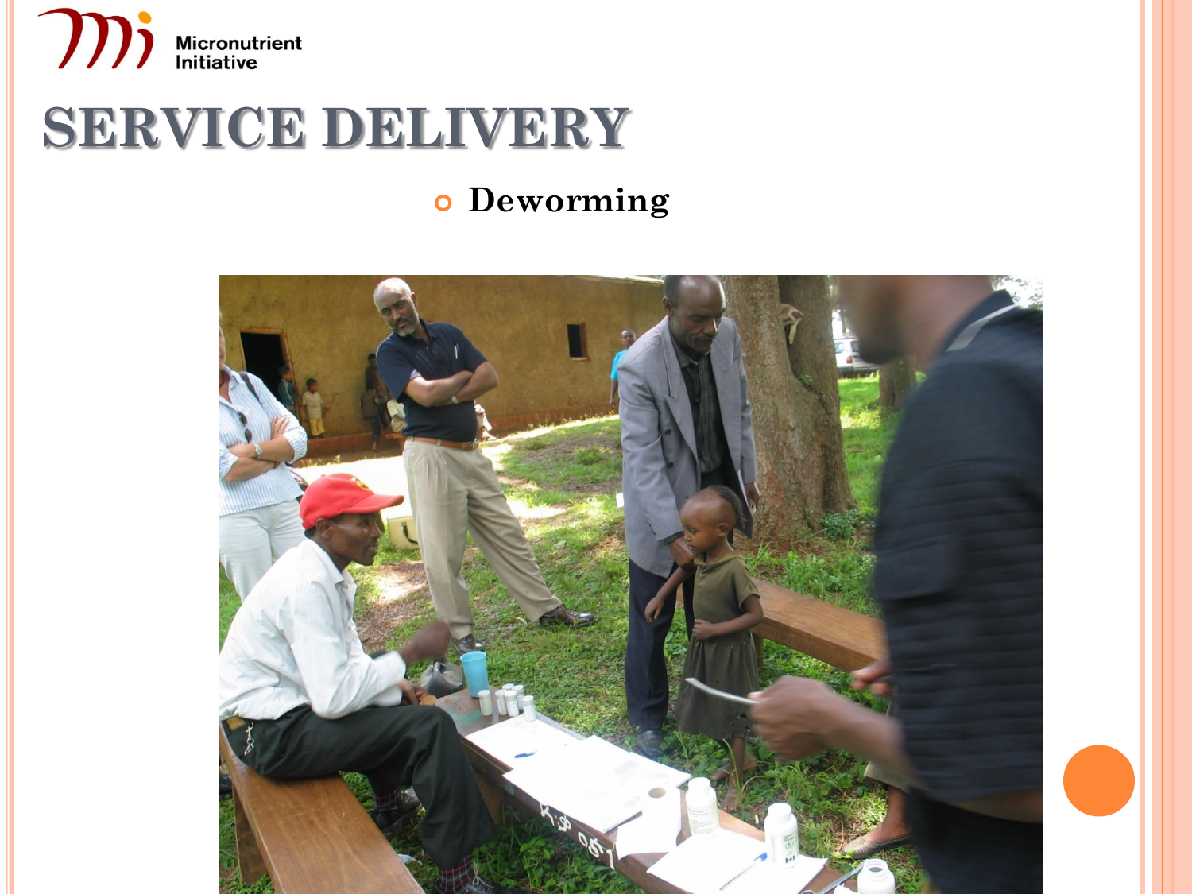Micronutrient Initiative

# SERVICE DELIVERY

- Deworming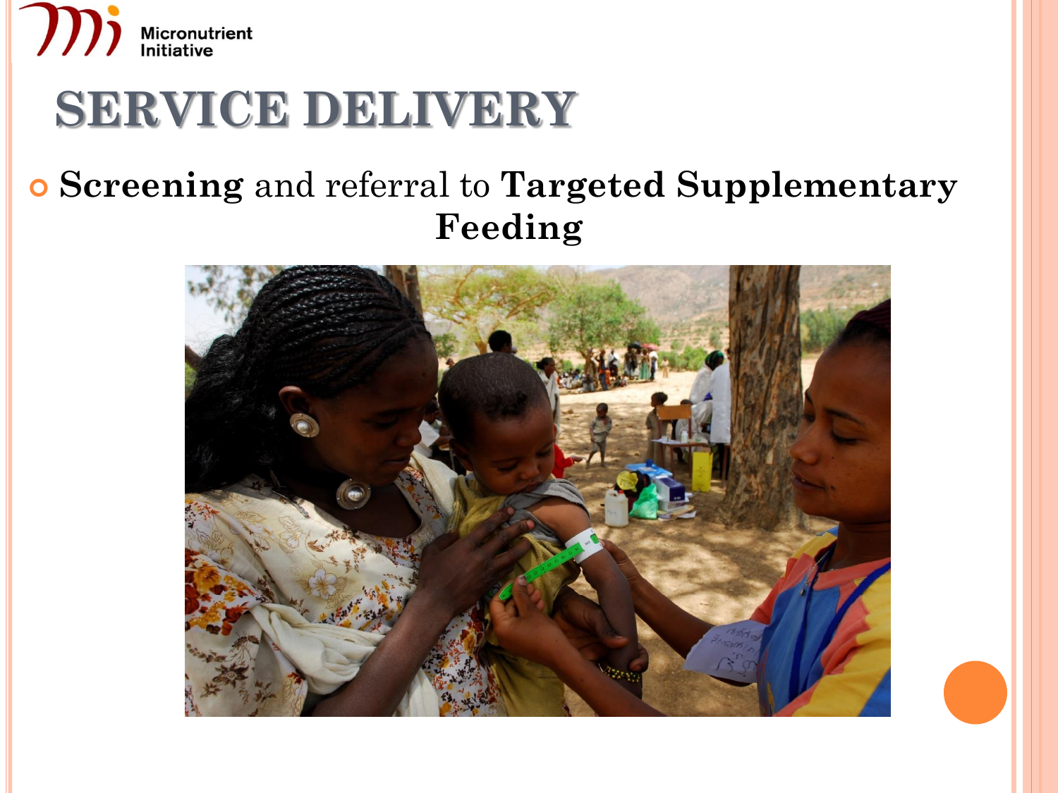# SERVICE DELIVERY

- **Screening** and referral to **Targeted Supplementary Feeding**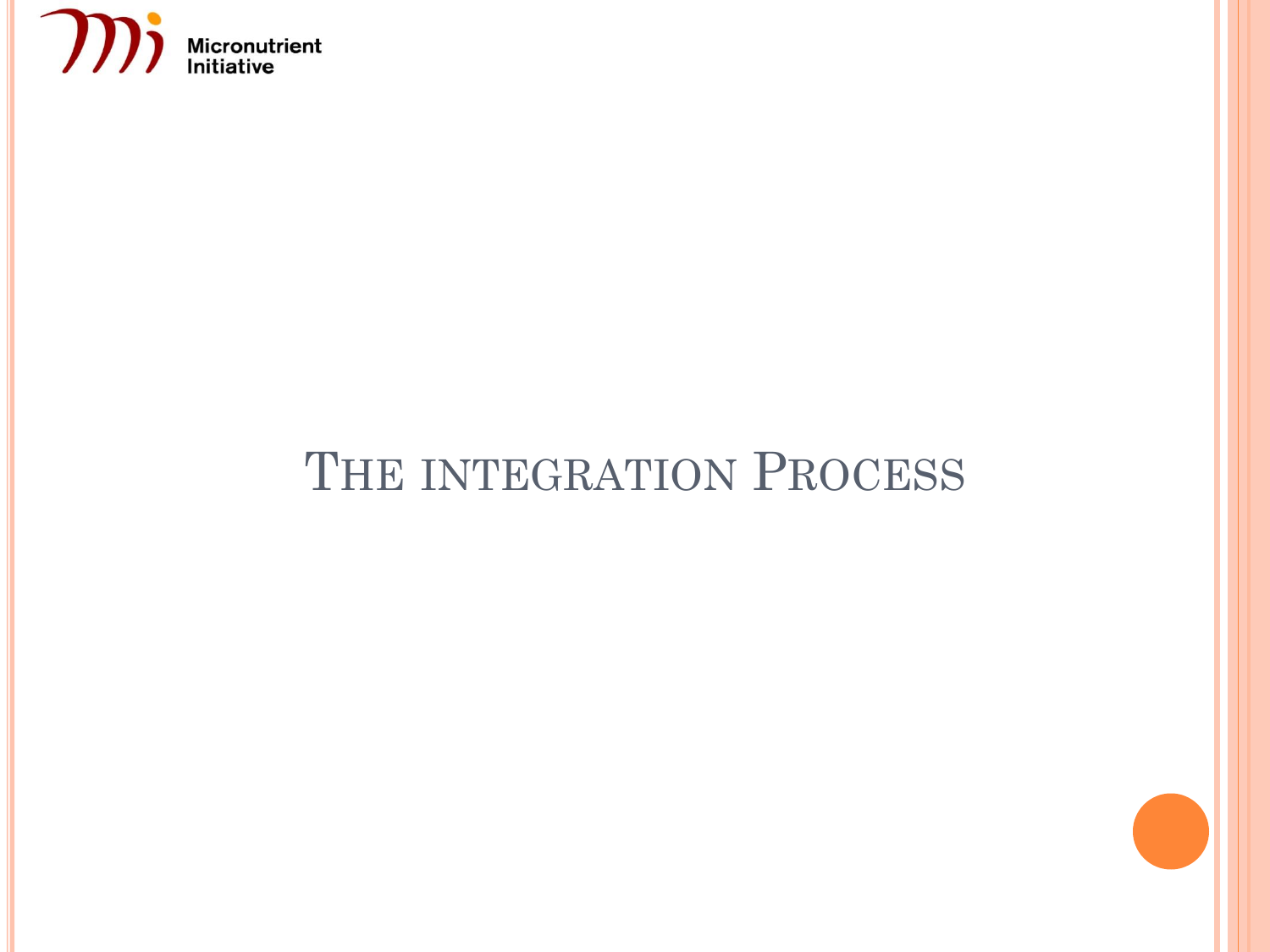# The integration Process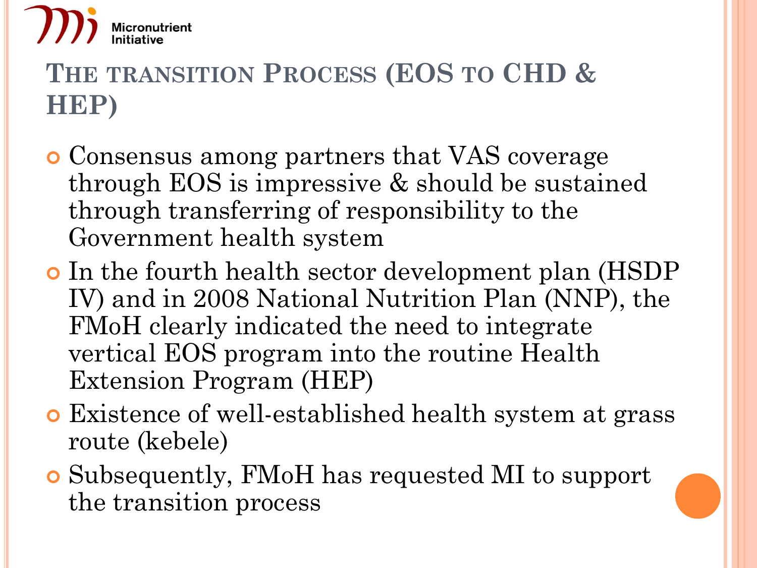## The transition Process (EOS to CHD & HEP)

- Consensus among partners that VAS coverage through EOS is impressive & should be sustained through transferring of responsibility to the Government health system
- In the fourth health sector development plan (HSDP IV) and in 2008 National Nutrition Plan (NNP), the FMoH clearly indicated the need to integrate vertical EOS program into the routine Health Extension Program (HEP)
- Existence of well-established health system at grass route (kebele)
- Subsequently, FMoH has requested MI to support the transition process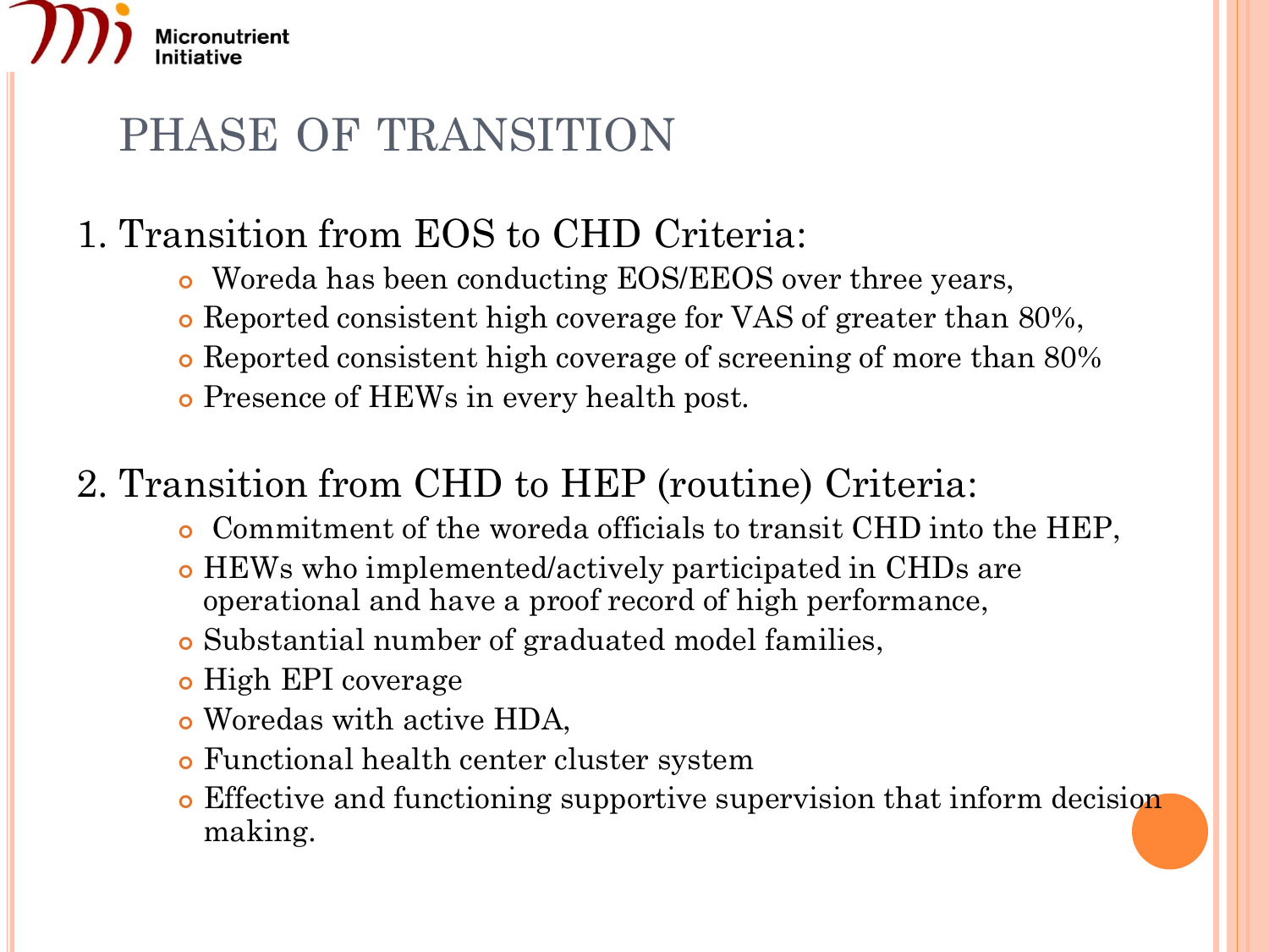# PHASE OF TRANSITION

1. Transition from EOS to CHD Criteria:
   - Woreda has been conducting EOS/EEOS over three years,
   - Reported consistent high coverage for VAS of greater than 80%,
   - Reported consistent high coverage of screening of more than 80%
   - Presence of HEWs in every health post.

2. Transition from CHD to HEP (routine) Criteria:
   - Commitment of the woreda officials to transit CHD into the HEP,
   - HEWs who implemented/actively participated in CHDs are operational and have a proof record of high performance,
   - Substantial number of graduated model families,
   - High EPI coverage
   - Woredas with active HDA,
   - Functional health center cluster system
   - Effective and functioning supportive supervision that inform decision making.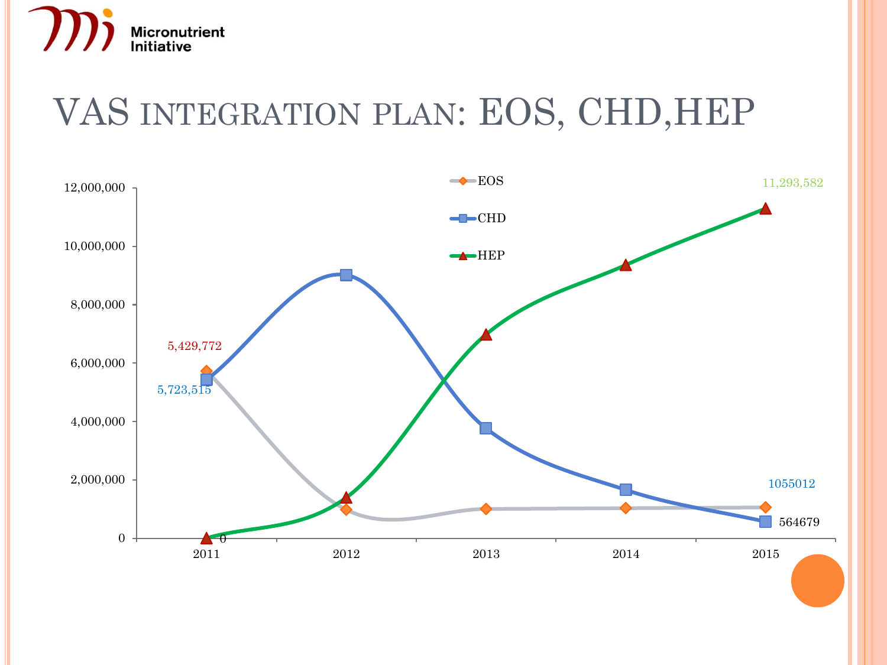# VAS integration plan: EOS, CHD,HEP

Micronutrient Initiative

12,000,000
10,000,000
8,000,000
6,000,000
4,000,000
2,000,000
0

2011 2012 2013 2014 2015

EOS
CHD
HEP

5,429,772
5,723,515
0
11,293,582
1055012
564679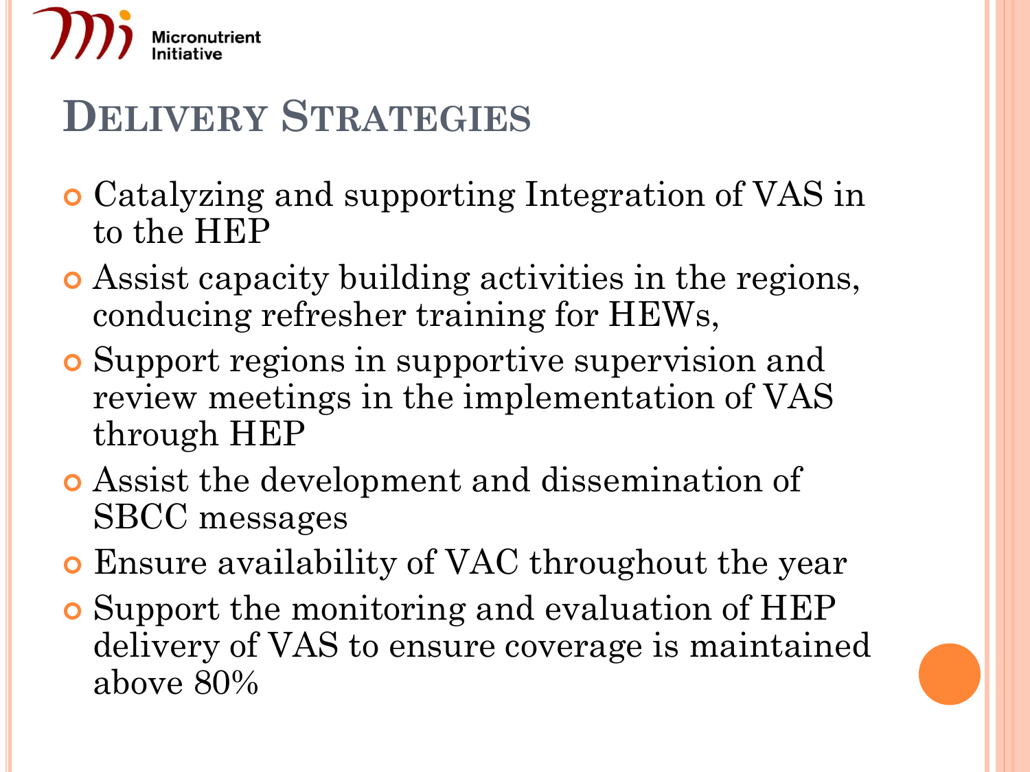Micronutrient Initiative

# Delivery Strategies

- Catalyzing and supporting Integration of VAS in to the HEP
- Assist capacity building activities in the regions, conducing refresher training for HEWs,
- Support regions in supportive supervision and review meetings in the implementation of VAS through HEP
- Assist the development and dissemination of SBCC messages
- Ensure availability of VAC throughout the year
- Support the monitoring and evaluation of HEP delivery of VAS to ensure coverage is maintained above 80%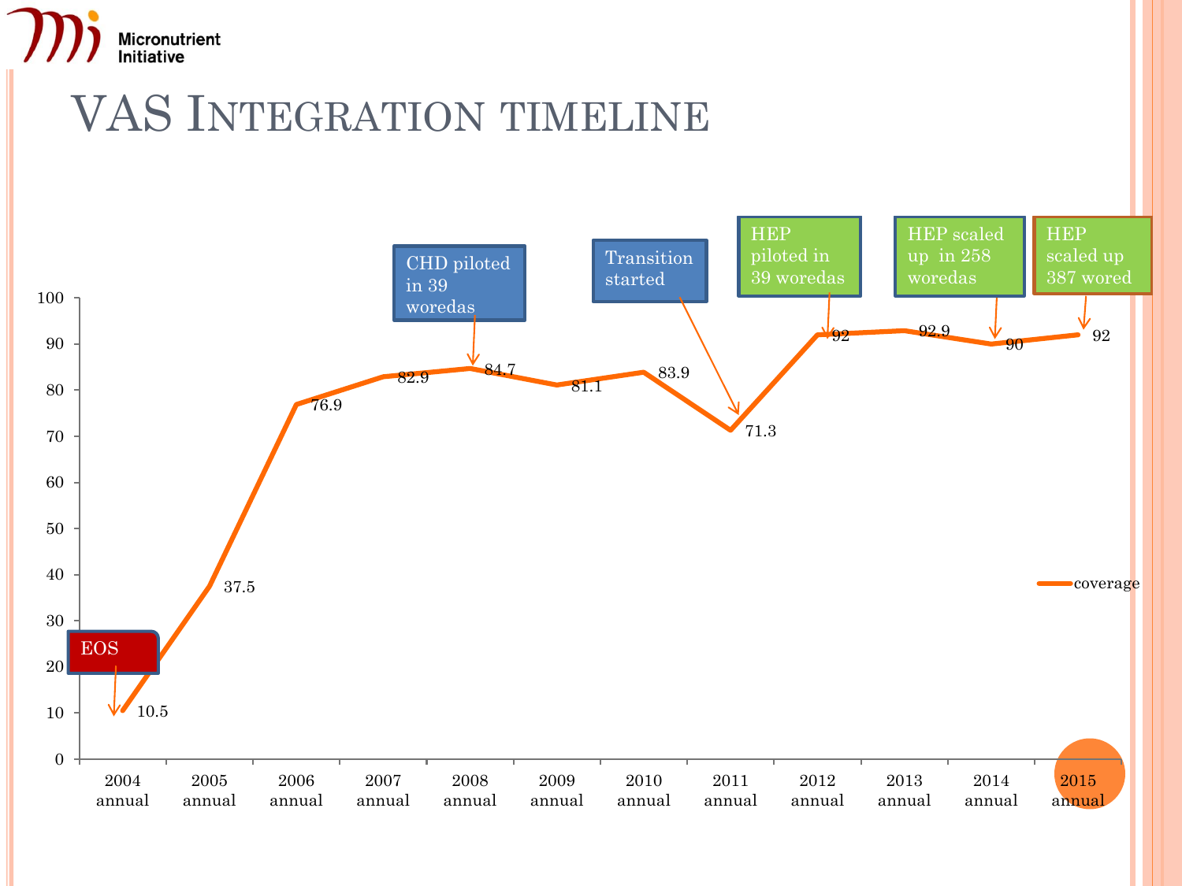# VAS Integration timeline

| Year | Coverage | Event |
|---|---|---|
| 2004 annual | 10.5 | EOS |
| 2005 annual | 37.5 | |
| 2006 annual | 76.9 | |
| 2007 annual | 82.9 | |
| 2008 annual | 84.7 | CHD piloted in 39 woredas |
| 2009 annual | 81.1 | |
| 2010 annual | 83.9 | |
| 2011 annual | 71.3 | Transition started |
| 2012 annual | 92 | HEP piloted in 39 woredas |
| 2013 annual | 92.9 | |
| 2014 annual | 90 | HEP scaled up in 258 woredas |
| 2015 annual | 92 | HEP scaled up 387 wored |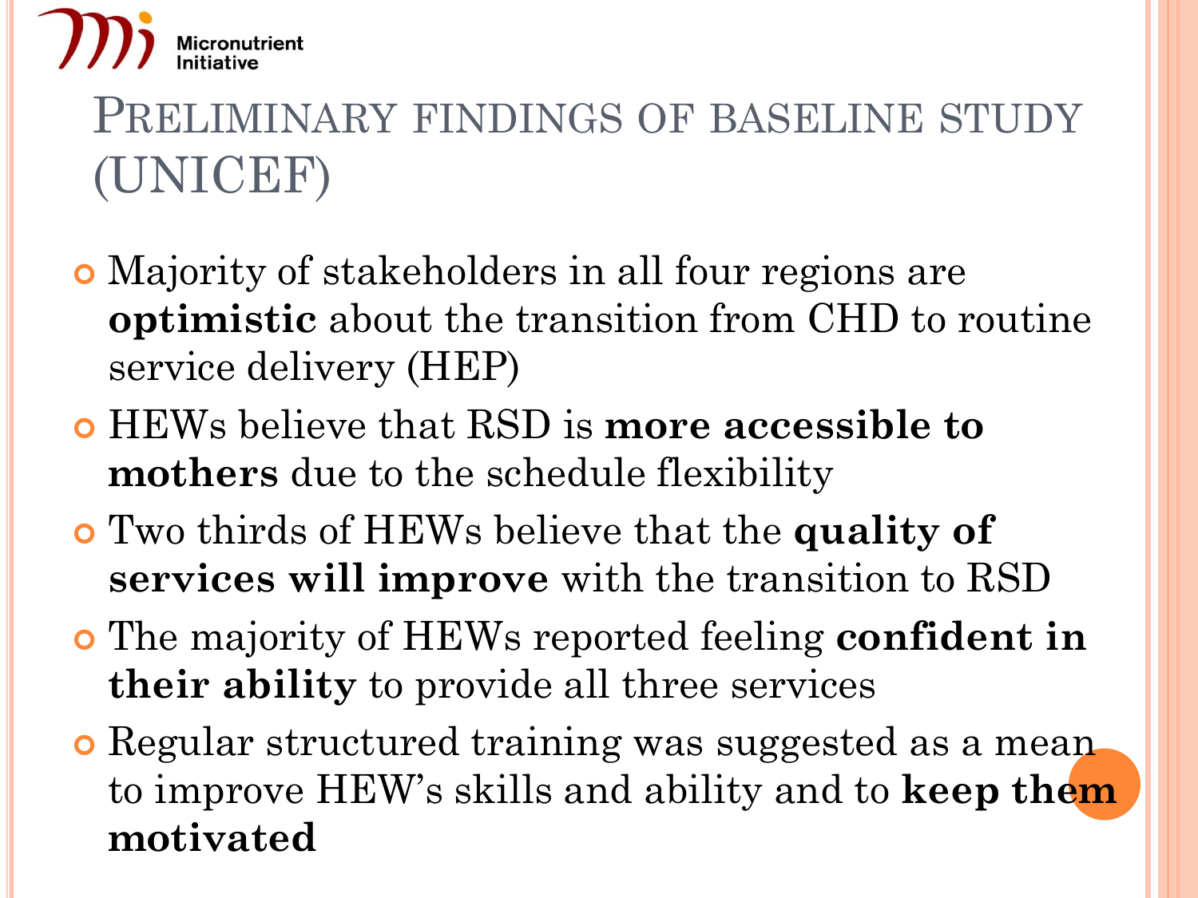# Preliminary findings of baseline study (UNICEF)

- Majority of stakeholders in all four regions are **optimistic** about the transition from CHD to routine service delivery (HEP)
- HEWs believe that RSD is **more accessible to mothers** due to the schedule flexibility
- Two thirds of HEWs believe that the **quality of services will improve** with the transition to RSD
- The majority of HEWs reported feeling **confident in their ability** to provide all three services
- Regular structured training was suggested as a mean to improve HEW's skills and ability and to **keep them motivated**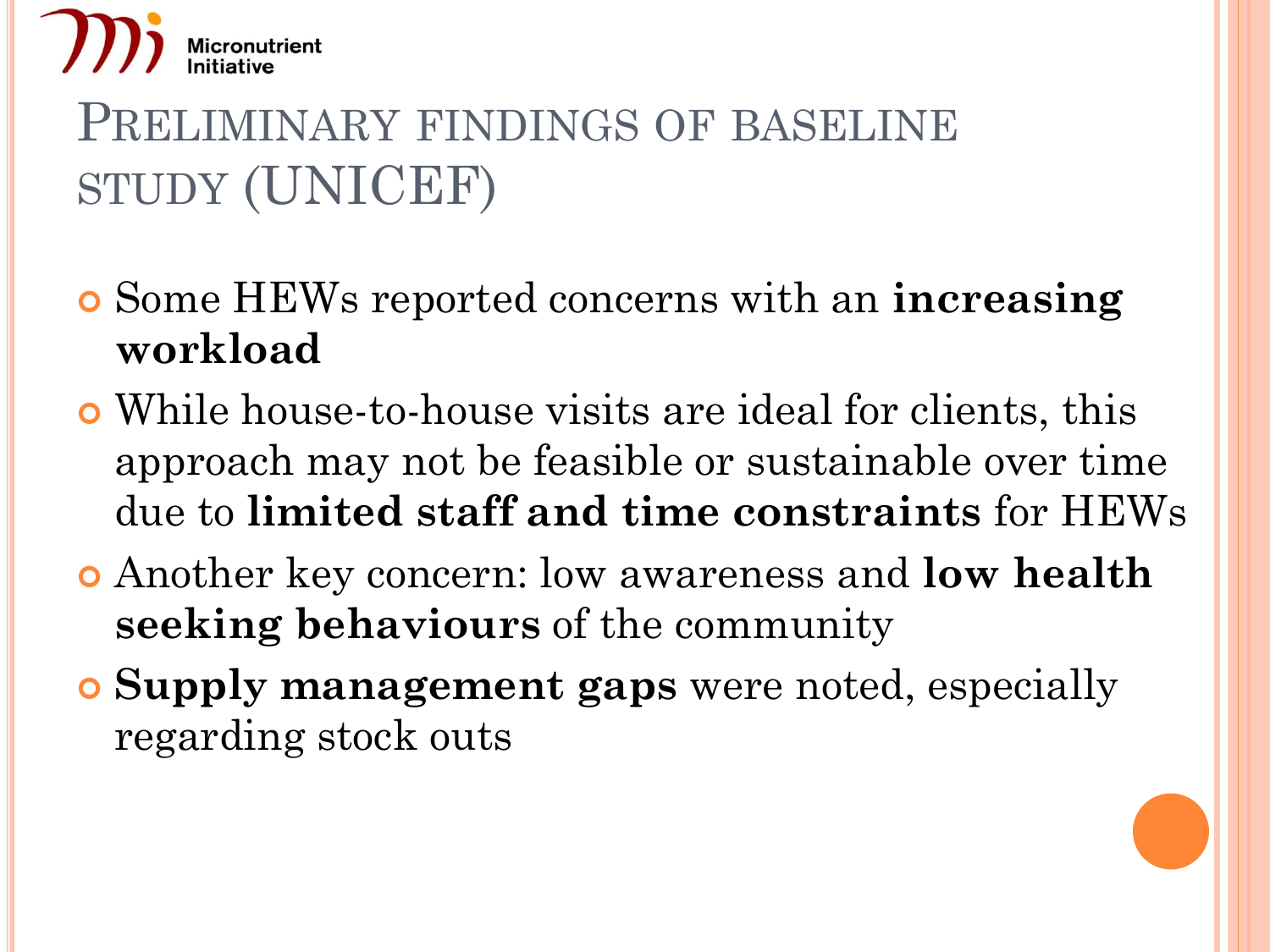# Preliminary findings of baseline study (UNICEF)

- Some HEWs reported concerns with an **increasing workload**
- While house-to-house visits are ideal for clients, this approach may not be feasible or sustainable over time due to **limited staff and time constraints** for HEWs
- Another key concern: low awareness and **low health seeking behaviours** of the community
- **Supply management gaps** were noted, especially regarding stock outs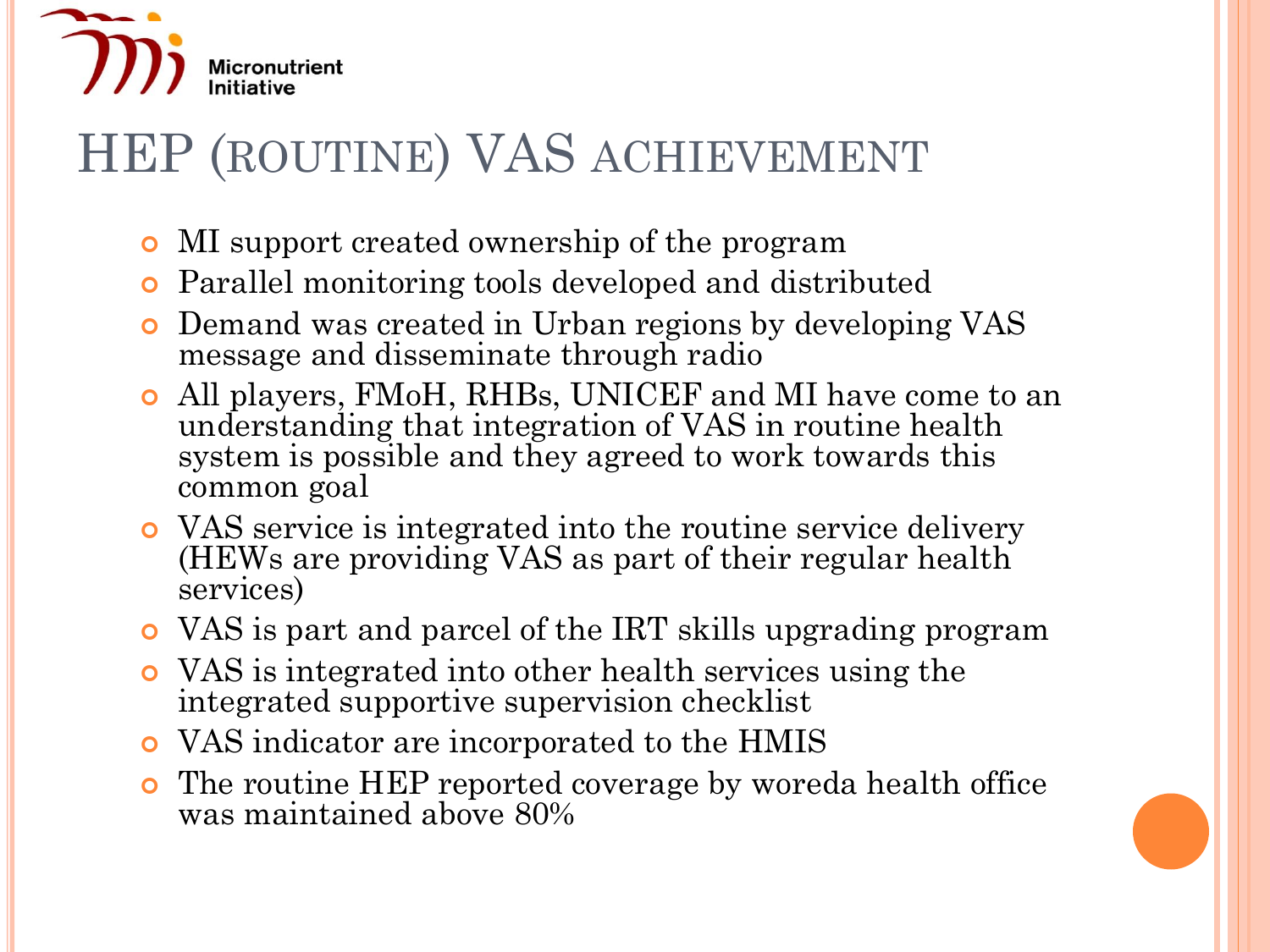# HEP (routine) VAS achievement

- MI support created ownership of the program
- Parallel monitoring tools developed and distributed
- Demand was created in Urban regions by developing VAS message and disseminate through radio
- All players, FMoH, RHBs, UNICEF and MI have come to an understanding that integration of VAS in routine health system is possible and they agreed to work towards this common goal
- VAS service is integrated into the routine service delivery (HEWs are providing VAS as part of their regular health services)
- VAS is part and parcel of the IRT skills upgrading program
- VAS is integrated into other health services using the integrated supportive supervision checklist
- VAS indicator are incorporated to the HMIS
- The routine HEP reported coverage by woreda health office was maintained above 80%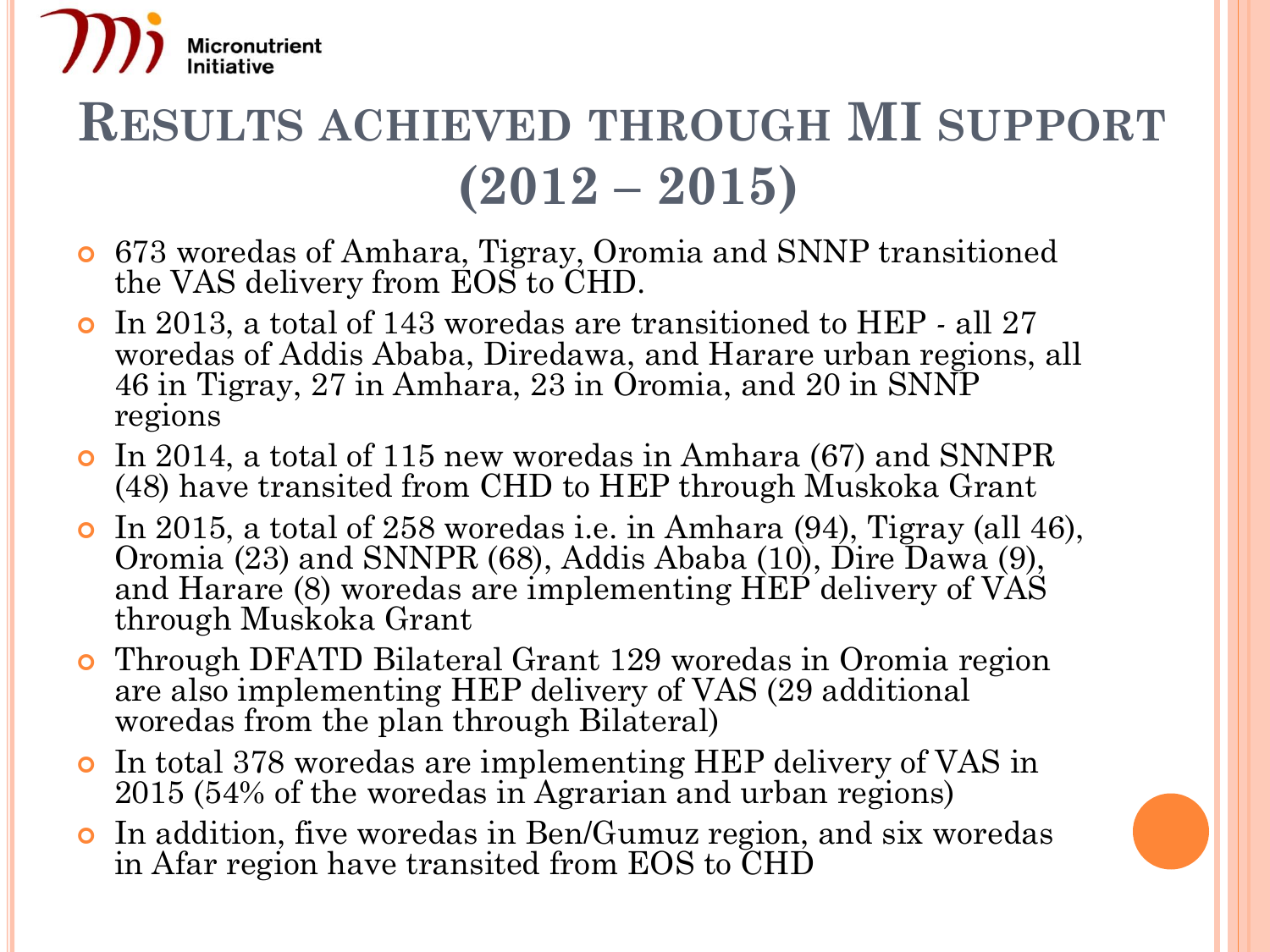Micronutrient Initiative

# Results achieved through MI support (2012 – 2015)

- 673 woredas of Amhara, Tigray, Oromia and SNNP transitioned the VAS delivery from EOS to CHD.
- In 2013, a total of 143 woredas are transitioned to HEP - all 27 woredas of Addis Ababa, Diredawa, and Harare urban regions, all 46 in Tigray, 27 in Amhara, 23 in Oromia, and 20 in SNNP regions
- In 2014, a total of 115 new woredas in Amhara (67) and SNNPR (48) have transited from CHD to HEP through Muskoka Grant
- In 2015, a total of 258 woredas i.e. in Amhara (94), Tigray (all 46), Oromia (23) and SNNPR (68), Addis Ababa (10), Dire Dawa (9), and Harare (8) woredas are implementing HEP delivery of VAS through Muskoka Grant
- Through DFATD Bilateral Grant 129 woredas in Oromia region are also implementing HEP delivery of VAS (29 additional woredas from the plan through Bilateral)
- In total 378 woredas are implementing HEP delivery of VAS in 2015 (54% of the woredas in Agrarian and urban regions)
- In addition, five woredas in Ben/Gumuz region, and six woredas in Afar region have transited from EOS to CHD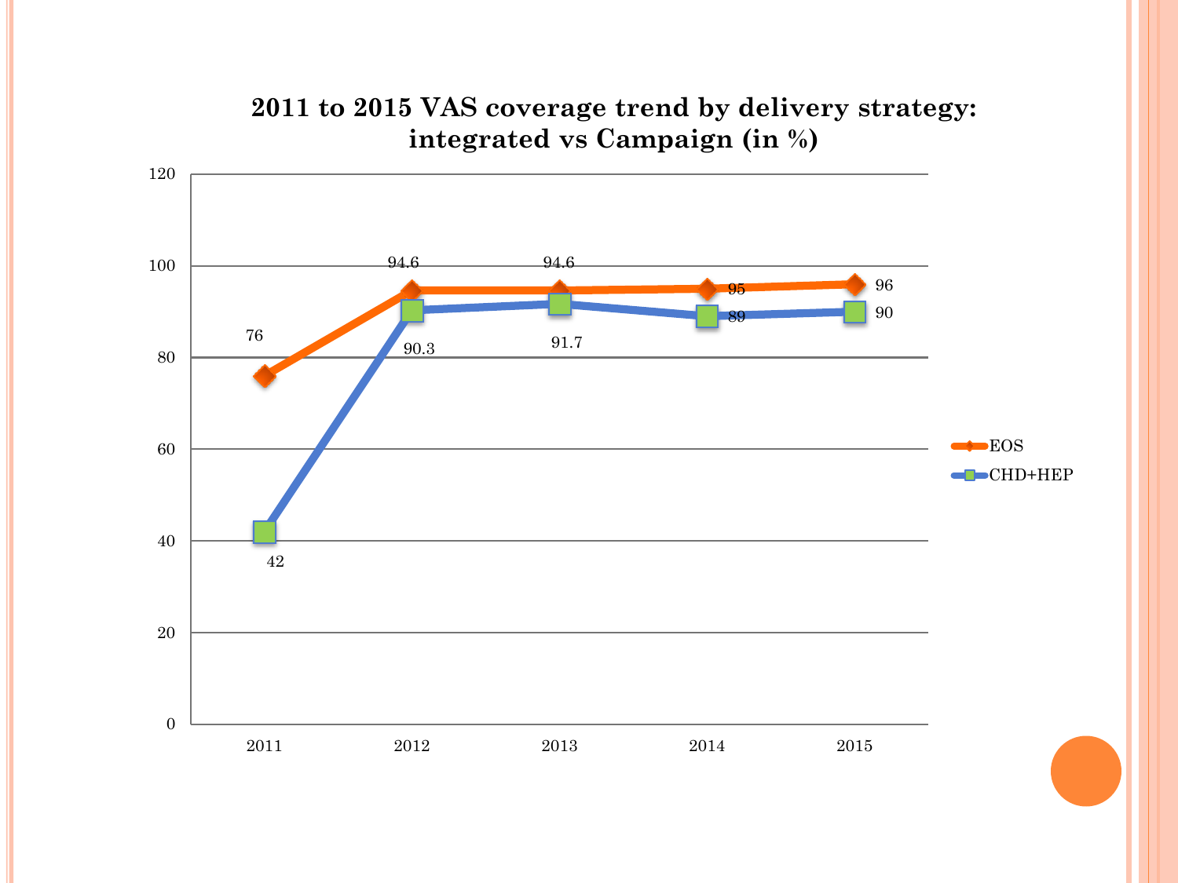## 2011 to 2015 VAS coverage trend by delivery strategy: integrated vs Campaign (in %)

| Year | EOS | CHD+HEP |
|---|---|---|
| 2011 | 76 | 42 |
| 2012 | 94.6 | 90.3 |
| 2013 | 94.6 | 91.7 |
| 2014 | 95 | 89 |
| 2015 | 96 | 90 |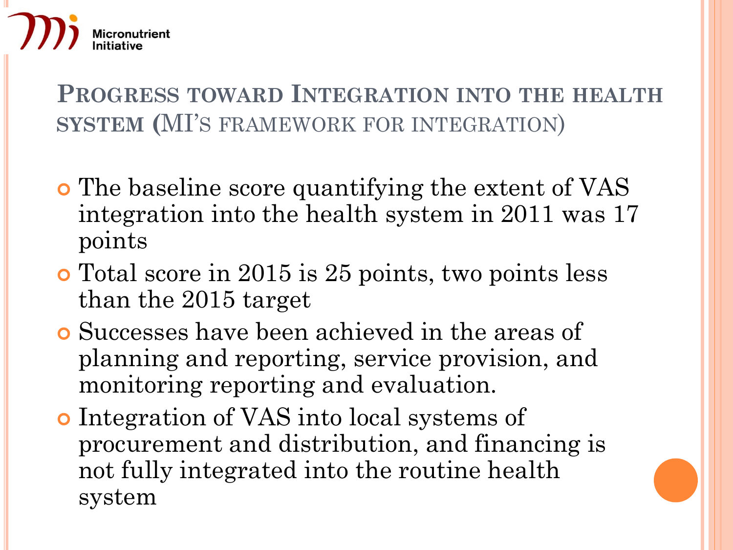## Progress toward Integration into the health system (MI's framework for integration)

- The baseline score quantifying the extent of VAS integration into the health system in 2011 was 17 points
- Total score in 2015 is 25 points, two points less than the 2015 target
- Successes have been achieved in the areas of planning and reporting, service provision, and monitoring reporting and evaluation.
- Integration of VAS into local systems of procurement and distribution, and financing is not fully integrated into the routine health system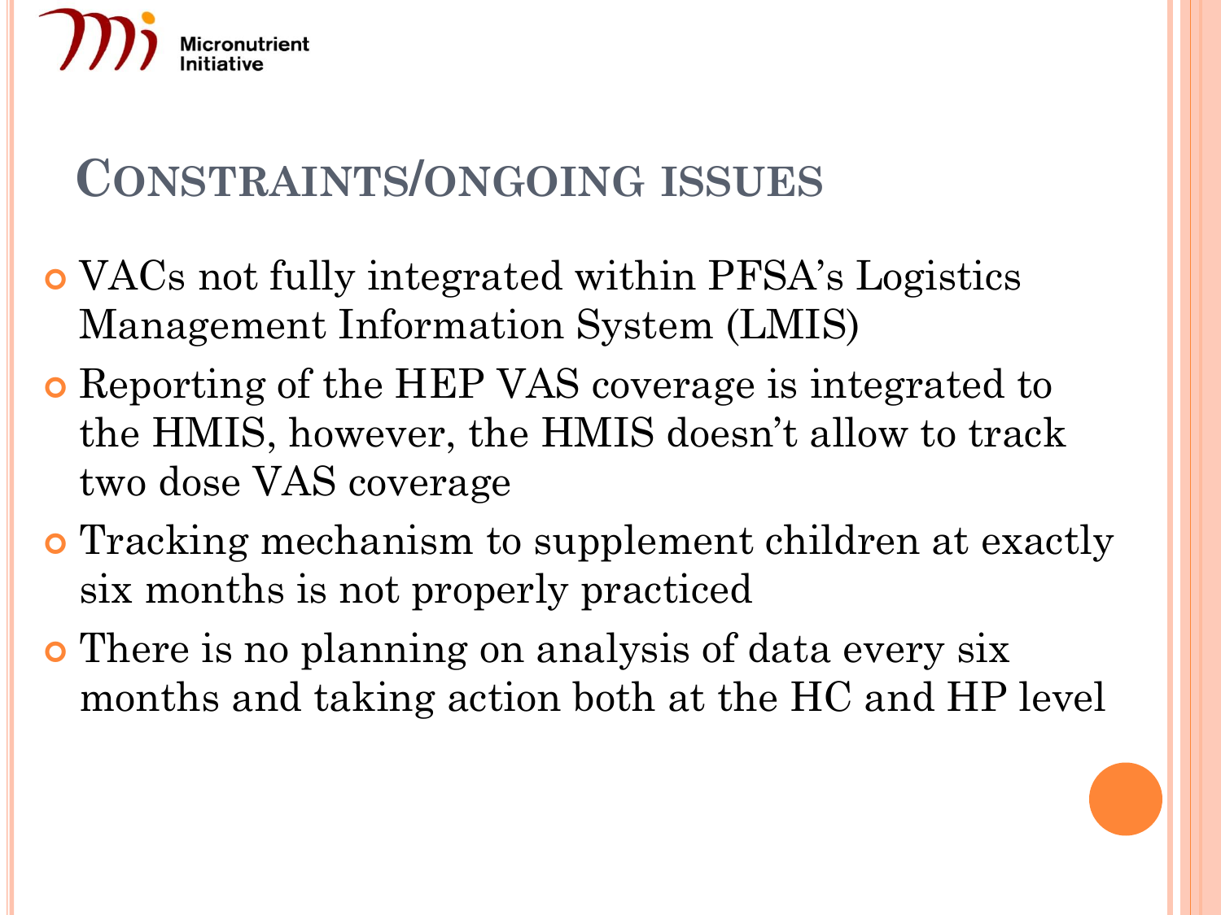# Constraints/ongoing issues

- VACs not fully integrated within PFSA's Logistics Management Information System (LMIS)
- Reporting of the HEP VAS coverage is integrated to the HMIS, however, the HMIS doesn't allow to track two dose VAS coverage
- Tracking mechanism to supplement children at exactly six months is not properly practiced
- There is no planning on analysis of data every six months and taking action both at the HC and HP level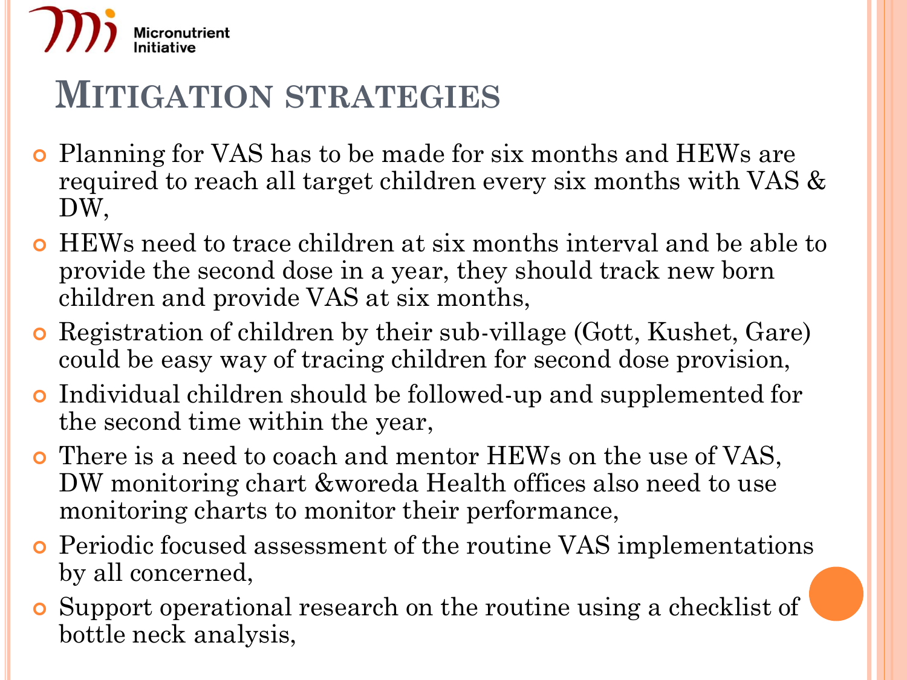# Mitigation strategies

- Planning for VAS has to be made for six months and HEWs are required to reach all target children every six months with VAS & DW,
- HEWs need to trace children at six months interval and be able to provide the second dose in a year, they should track new born children and provide VAS at six months,
- Registration of children by their sub-village (Gott, Kushet, Gare) could be easy way of tracing children for second dose provision,
- Individual children should be followed-up and supplemented for the second time within the year,
- There is a need to coach and mentor HEWs on the use of VAS, DW monitoring chart &woreda Health offices also need to use monitoring charts to monitor their performance,
- Periodic focused assessment of the routine VAS implementations by all concerned,
- Support operational research on the routine using a checklist of bottle neck analysis,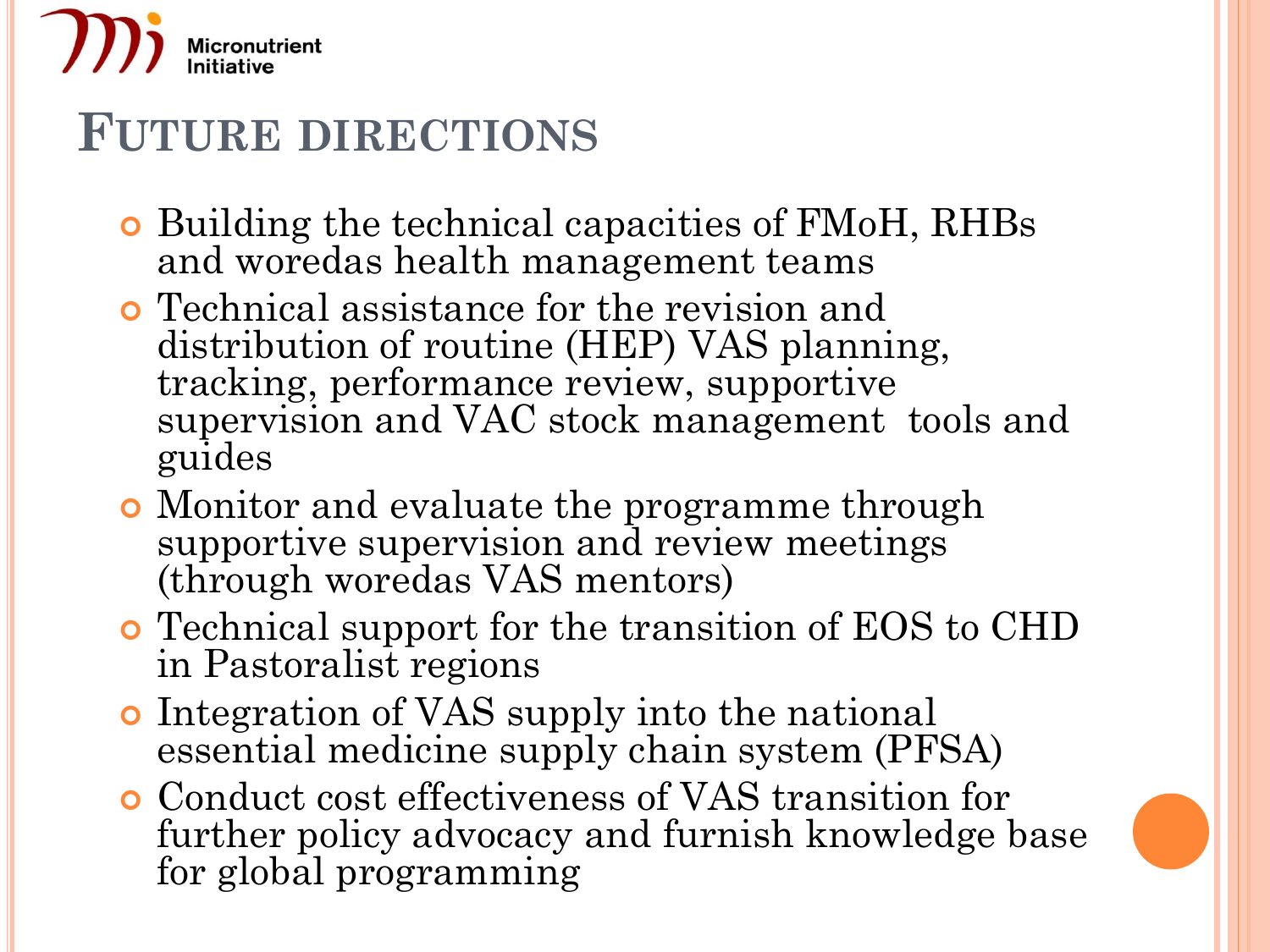Micronutrient Initiative

# Future directions

- Building the technical capacities of FMoH, RHBs and woredas health management teams
- Technical assistance for the revision and distribution of routine (HEP) VAS planning, tracking, performance review, supportive supervision and VAC stock management tools and guides
- Monitor and evaluate the programme through supportive supervision and review meetings (through woredas VAS mentors)
- Technical support for the transition of EOS to CHD in Pastoralist regions
- Integration of VAS supply into the national essential medicine supply chain system (PFSA)
- Conduct cost effectiveness of VAS transition for further policy advocacy and furnish knowledge base for global programming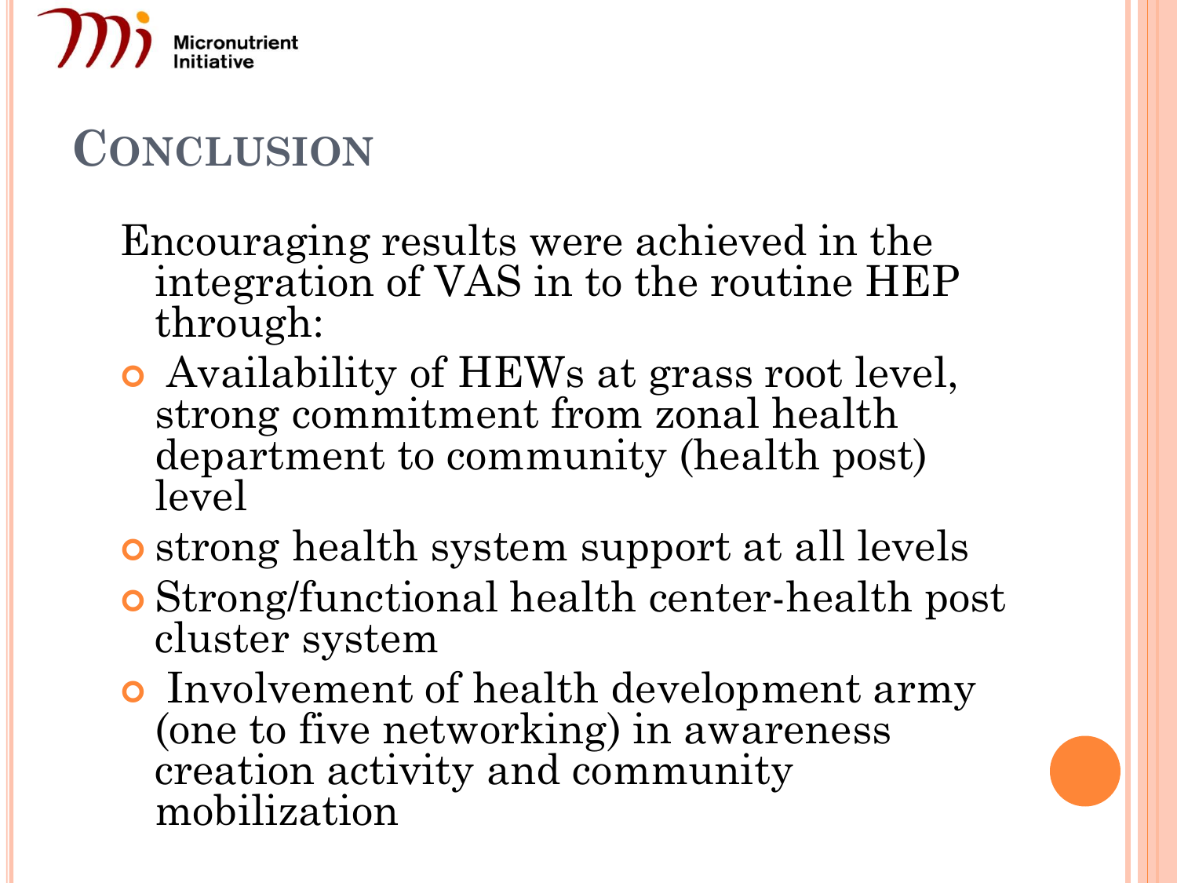# CONCLUSION

Encouraging results were achieved in the integration of VAS in to the routine HEP through:

- Availability of HEWs at grass root level, strong commitment from zonal health department to community (health post) level
- strong health system support at all levels
- Strong/functional health center-health post cluster system
- Involvement of health development army (one to five networking) in awareness creation activity and community mobilization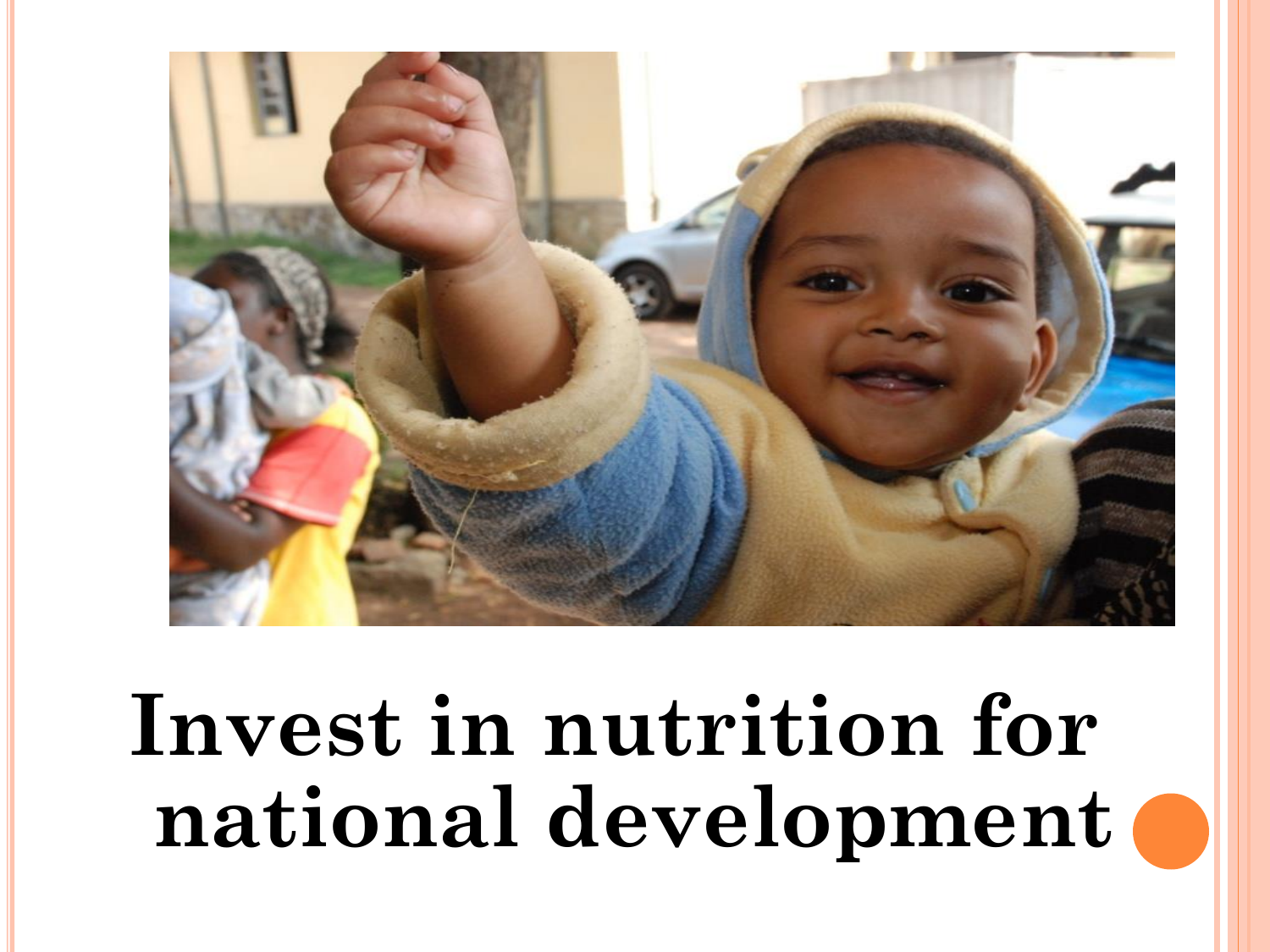**Invest in nutrition for national development**